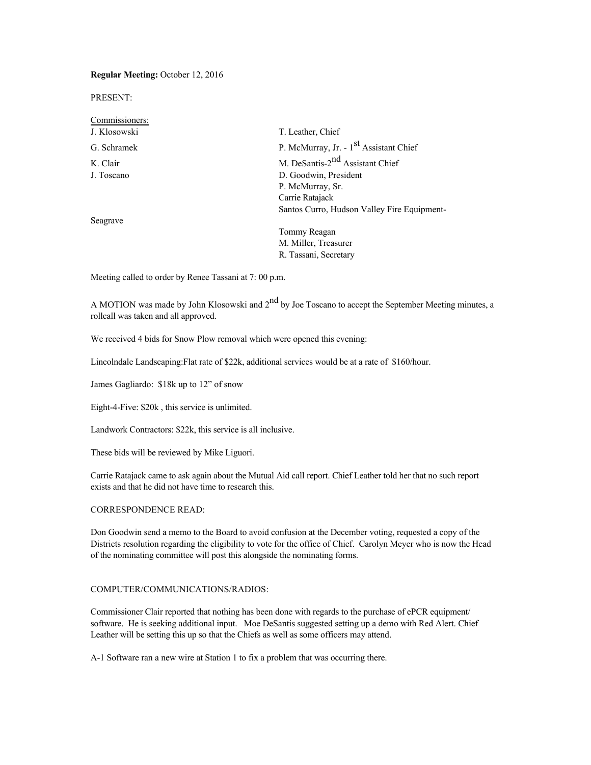**Regular Meeting:** October 12, 2016

PRESENT:

Commissioners:

| | |
|---|---|
| J. Klosowski | T. Leather, Chief |
| G. Schramek | P. McMurray, Jr. - 1$^{st}$ Assistant Chief |
| K. Clair | M. DeSantis-2$^{nd}$ Assistant Chief |
| J. Toscano | D. Goodwin, President |
| | P. McMurray, Sr. |
| | Carrie Ratajack |
| | Santos Curro, Hudson Valley Fire Equipment- |
| Seagrave | |
| | Tommy Reagan |
| | M. Miller, Treasurer |
| | R. Tassani, Secretary |

Meeting called to order by Renee Tassani at 7: 00 p.m.

A MOTION was made by John Klosowski and 2$^{nd}$ by Joe Toscano to accept the September Meeting minutes, a rollcall was taken and all approved.

We received 4 bids for Snow Plow removal which were opened this evening:

Lincolndale Landscaping:Flat rate of $22k, additional services would be at a rate of $160/hour.

James Gagliardo: $18k up to 12" of snow

Eight-4-Five: $20k , this service is unlimited.

Landwork Contractors: $22k, this service is all inclusive.

These bids will be reviewed by Mike Liguori.

Carrie Ratajack came to ask again about the Mutual Aid call report. Chief Leather told her that no such report exists and that he did not have time to research this.

CORRESPONDENCE READ:

Don Goodwin send a memo to the Board to avoid confusion at the December voting, requested a copy of the Districts resolution regarding the eligibility to vote for the office of Chief. Carolyn Meyer who is now the Head of the nominating committee will post this alongside the nominating forms.

COMPUTER/COMMUNICATIONS/RADIOS:

Commissioner Clair reported that nothing has been done with regards to the purchase of ePCR equipment/ software. He is seeking additional input. Moe DeSantis suggested setting up a demo with Red Alert. Chief Leather will be setting this up so that the Chiefs as well as some officers may attend.

A-1 Software ran a new wire at Station 1 to fix a problem that was occurring there.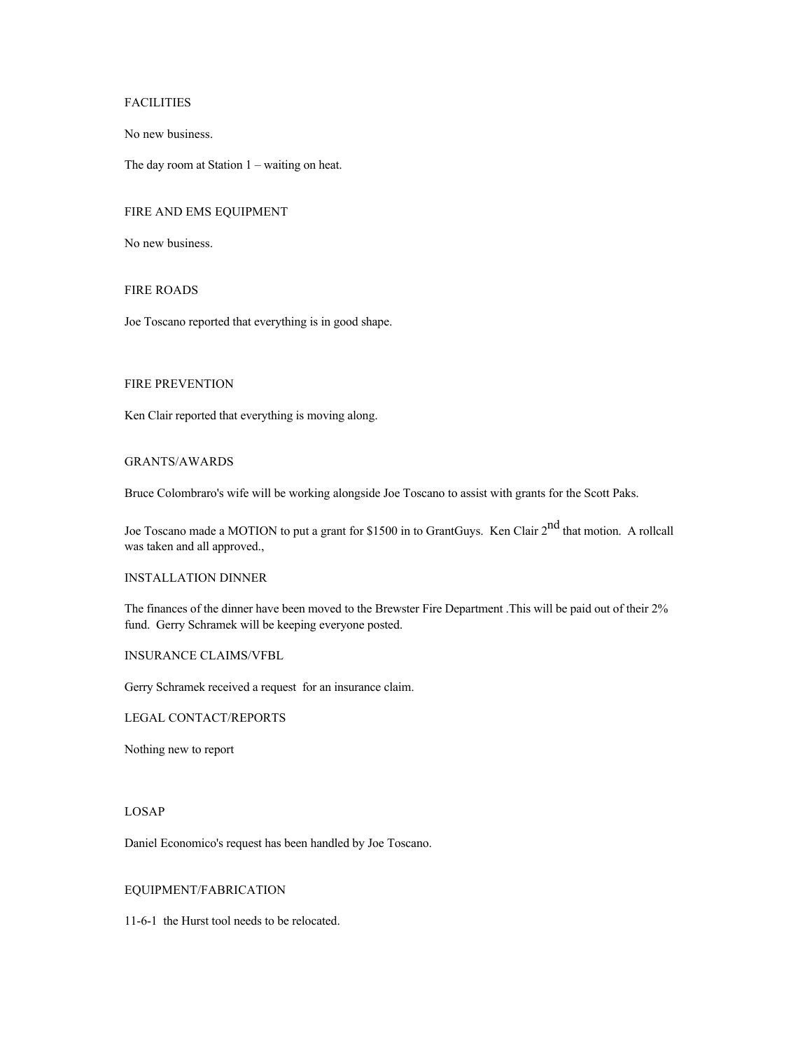## FACILITIES

No new business.

The day room at Station 1 – waiting on heat.

## FIRE AND EMS EQUIPMENT

No new business.

## FIRE ROADS

Joe Toscano reported that everything is in good shape.

## FIRE PREVENTION

Ken Clair reported that everything is moving along.

## GRANTS/AWARDS

Bruce Colombraro's wife will be working alongside Joe Toscano to assist with grants for the Scott Paks.

Joe Toscano made a MOTION to put a grant for $1500 in to GrantGuys. Ken Clair 2nd that motion. A rollcall was taken and all approved.,

## INSTALLATION DINNER

The finances of the dinner have been moved to the Brewster Fire Department .This will be paid out of their 2% fund. Gerry Schramek will be keeping everyone posted.

## INSURANCE CLAIMS/VFBL

Gerry Schramek received a request for an insurance claim.

## LEGAL CONTACT/REPORTS

Nothing new to report

## LOSAP

Daniel Economico's request has been handled by Joe Toscano.

## EQUIPMENT/FABRICATION

11-6-1 the Hurst tool needs to be relocated.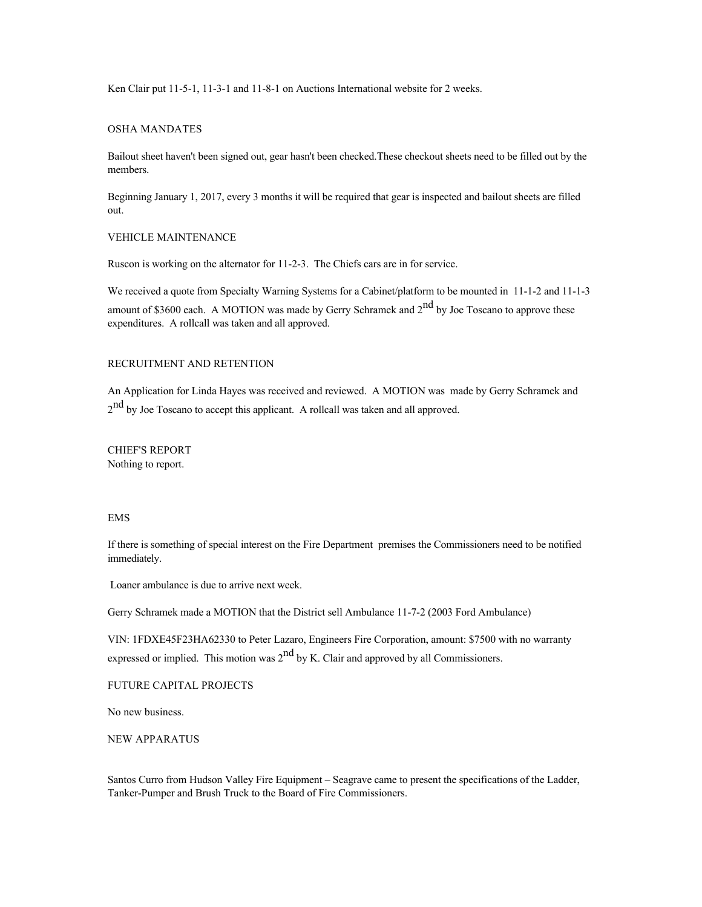Ken Clair put 11-5-1, 11-3-1 and 11-8-1 on Auctions International website for 2 weeks.

## OSHA MANDATES

Bailout sheet haven't been signed out, gear hasn't been checked.These checkout sheets need to be filled out by the members.

Beginning January 1, 2017, every 3 months it will be required that gear is inspected and bailout sheets are filled out.

## VEHICLE MAINTENANCE

Ruscon is working on the alternator for 11-2-3. The Chiefs cars are in for service.

We received a quote from Specialty Warning Systems for a Cabinet/platform to be mounted in 11-1-2 and 11-1-3 amount of $3600 each. A MOTION was made by Gerry Schramek and 2nd by Joe Toscano to approve these expenditures. A rollcall was taken and all approved.

## RECRUITMENT AND RETENTION

An Application for Linda Hayes was received and reviewed. A MOTION was made by Gerry Schramek and 2nd by Joe Toscano to accept this applicant. A rollcall was taken and all approved.

## CHIEF'S REPORT

Nothing to report.

## EMS

If there is something of special interest on the Fire Department premises the Commissioners need to be notified immediately.

Loaner ambulance is due to arrive next week.

Gerry Schramek made a MOTION that the District sell Ambulance 11-7-2 (2003 Ford Ambulance)

VIN: 1FDXE45F23HA62330 to Peter Lazaro, Engineers Fire Corporation, amount: $7500 with no warranty expressed or implied. This motion was 2nd by K. Clair and approved by all Commissioners.

## FUTURE CAPITAL PROJECTS

No new business.

## NEW APPARATUS

Santos Curro from Hudson Valley Fire Equipment – Seagrave came to present the specifications of the Ladder, Tanker-Pumper and Brush Truck to the Board of Fire Commissioners.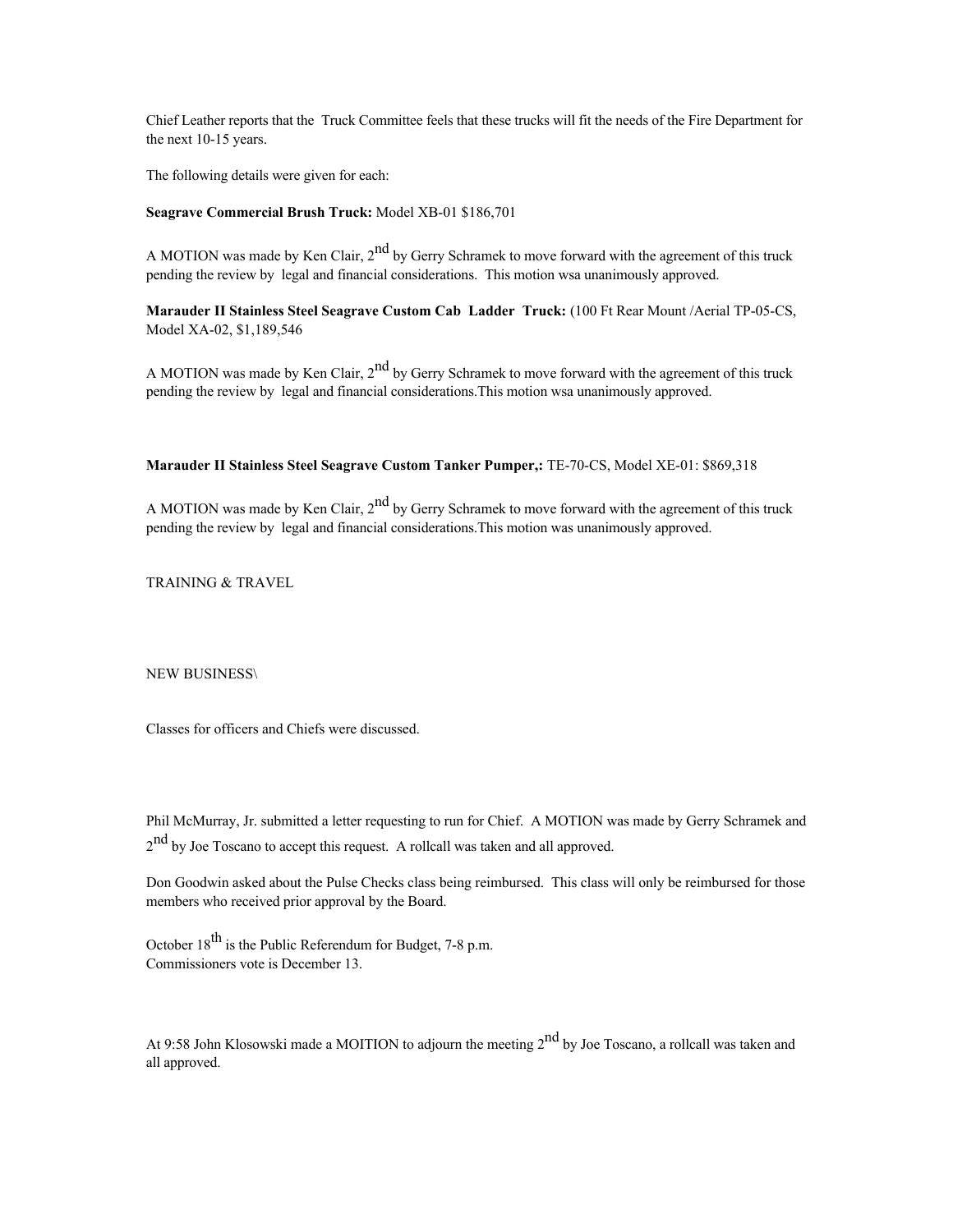Chief Leather reports that the Truck Committee feels that these trucks will fit the needs of the Fire Department for the next 10-15 years.

The following details were given for each:

**Seagrave Commercial Brush Truck:** Model XB-01 $186,701

A MOTION was made by Ken Clair, 2nd by Gerry Schramek to move forward with the agreement of this truck pending the review by legal and financial considerations. This motion wsa unanimously approved.

**Marauder II Stainless Steel Seagrave Custom Cab Ladder Truck:** (100 Ft Rear Mount /Aerial TP-05-CS, Model XA-02, $1,189,546

A MOTION was made by Ken Clair, 2nd by Gerry Schramek to move forward with the agreement of this truck pending the review by legal and financial considerations.This motion wsa unanimously approved.

**Marauder II Stainless Steel Seagrave Custom Tanker Pumper,:** TE-70-CS, Model XE-01: $869,318

A MOTION was made by Ken Clair, 2nd by Gerry Schramek to move forward with the agreement of this truck pending the review by legal and financial considerations.This motion was unanimously approved.

TRAINING & TRAVEL

NEW BUSINESS\

Classes for officers and Chiefs were discussed.

Phil McMurray, Jr. submitted a letter requesting to run for Chief. A MOTION was made by Gerry Schramek and 2nd by Joe Toscano to accept this request. A rollcall was taken and all approved.

Don Goodwin asked about the Pulse Checks class being reimbursed. This class will only be reimbursed for those members who received prior approval by the Board.

October 18th is the Public Referendum for Budget, 7-8 p.m.
Commissioners vote is December 13.

At 9:58 John Klosowski made a MOITION to adjourn the meeting 2nd by Joe Toscano, a rollcall was taken and all approved.